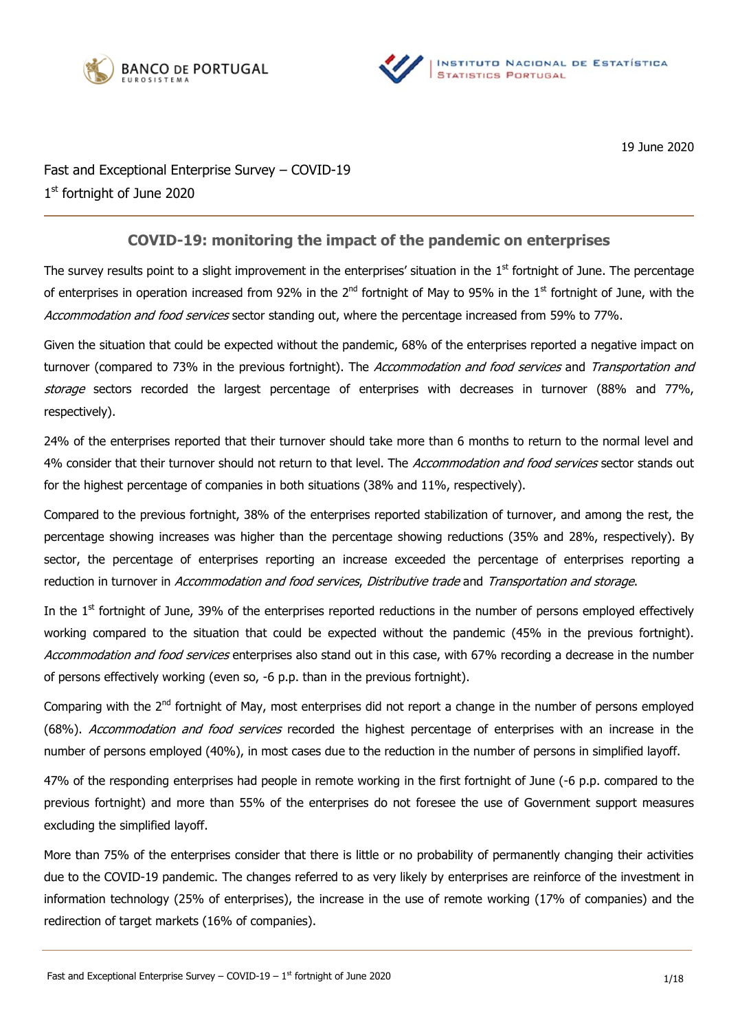19 June 2020

Fast and Exceptional Enterprise Survey – COVID-19
1st fortnight of June 2020

## COVID-19: monitoring the impact of the pandemic on enterprises

The survey results point to a slight improvement in the enterprises' situation in the 1st fortnight of June. The percentage of enterprises in operation increased from 92% in the 2nd fortnight of May to 95% in the 1st fortnight of June, with the *Accommodation and food services* sector standing out, where the percentage increased from 59% to 77%.

Given the situation that could be expected without the pandemic, 68% of the enterprises reported a negative impact on turnover (compared to 73% in the previous fortnight). The *Accommodation and food services* and *Transportation and storage* sectors recorded the largest percentage of enterprises with decreases in turnover (88% and 77%, respectively).

24% of the enterprises reported that their turnover should take more than 6 months to return to the normal level and 4% consider that their turnover should not return to that level. The *Accommodation and food services* sector stands out for the highest percentage of companies in both situations (38% and 11%, respectively).

Compared to the previous fortnight, 38% of the enterprises reported stabilization of turnover, and among the rest, the percentage showing increases was higher than the percentage showing reductions (35% and 28%, respectively). By sector, the percentage of enterprises reporting an increase exceeded the percentage of enterprises reporting a reduction in turnover in *Accommodation and food services*, *Distributive trade* and *Transportation and storage*.

In the 1st fortnight of June, 39% of the enterprises reported reductions in the number of persons employed effectively working compared to the situation that could be expected without the pandemic (45% in the previous fortnight). *Accommodation and food services* enterprises also stand out in this case, with 67% recording a decrease in the number of persons effectively working (even so, -6 p.p. than in the previous fortnight).

Comparing with the 2nd fortnight of May, most enterprises did not report a change in the number of persons employed (68%). *Accommodation and food services* recorded the highest percentage of enterprises with an increase in the number of persons employed (40%), in most cases due to the reduction in the number of persons in simplified layoff.

47% of the responding enterprises had people in remote working in the first fortnight of June (-6 p.p. compared to the previous fortnight) and more than 55% of the enterprises do not foresee the use of Government support measures excluding the simplified layoff.

More than 75% of the enterprises consider that there is little or no probability of permanently changing their activities due to the COVID-19 pandemic. The changes referred to as very likely by enterprises are reinforce of the investment in information technology (25% of enterprises), the increase in the use of remote working (17% of companies) and the redirection of target markets (16% of companies).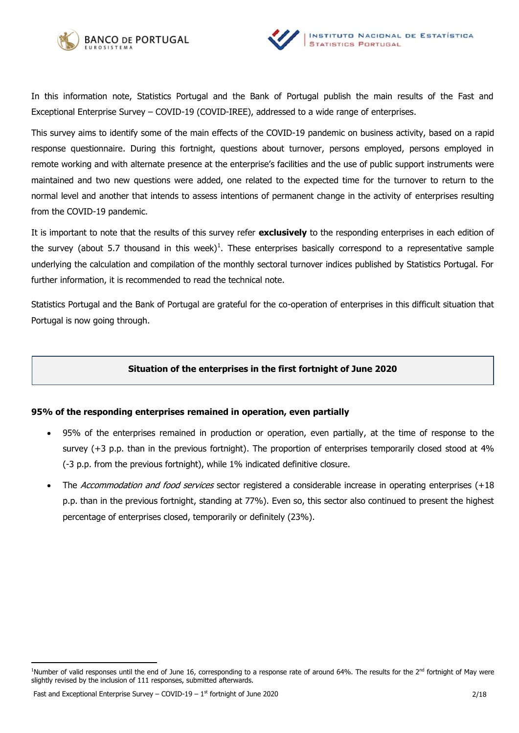In this information note, Statistics Portugal and the Bank of Portugal publish the main results of the Fast and Exceptional Enterprise Survey – COVID-19 (COVID-IREE), addressed to a wide range of enterprises.

This survey aims to identify some of the main effects of the COVID-19 pandemic on business activity, based on a rapid response questionnaire. During this fortnight, questions about turnover, persons employed, persons employed in remote working and with alternate presence at the enterprise's facilities and the use of public support instruments were maintained and two new questions were added, one related to the expected time for the turnover to return to the normal level and another that intends to assess intentions of permanent change in the activity of enterprises resulting from the COVID-19 pandemic.

It is important to note that the results of this survey refer **exclusively** to the responding enterprises in each edition of the survey (about 5.7 thousand in this week)[1]. These enterprises basically correspond to a representative sample underlying the calculation and compilation of the monthly sectoral turnover indices published by Statistics Portugal. For further information, it is recommended to read the technical note.

Statistics Portugal and the Bank of Portugal are grateful for the co-operation of enterprises in this difficult situation that Portugal is now going through.

## Situation of the enterprises in the first fortnight of June 2020

### 95% of the responding enterprises remained in operation, even partially

- 95% of the enterprises remained in production or operation, even partially, at the time of response to the survey (+3 p.p. than in the previous fortnight). The proportion of enterprises temporarily closed stood at 4% (-3 p.p. from the previous fortnight), while 1% indicated definitive closure.
- The *Accommodation and food services* sector registered a considerable increase in operating enterprises (+18 p.p. than in the previous fortnight, standing at 77%). Even so, this sector also continued to present the highest percentage of enterprises closed, temporarily or definitely (23%).

[1] Number of valid responses until the end of June 16, corresponding to a response rate of around 64%. The results for the 2nd fortnight of May were slightly revised by the inclusion of 111 responses, submitted afterwards.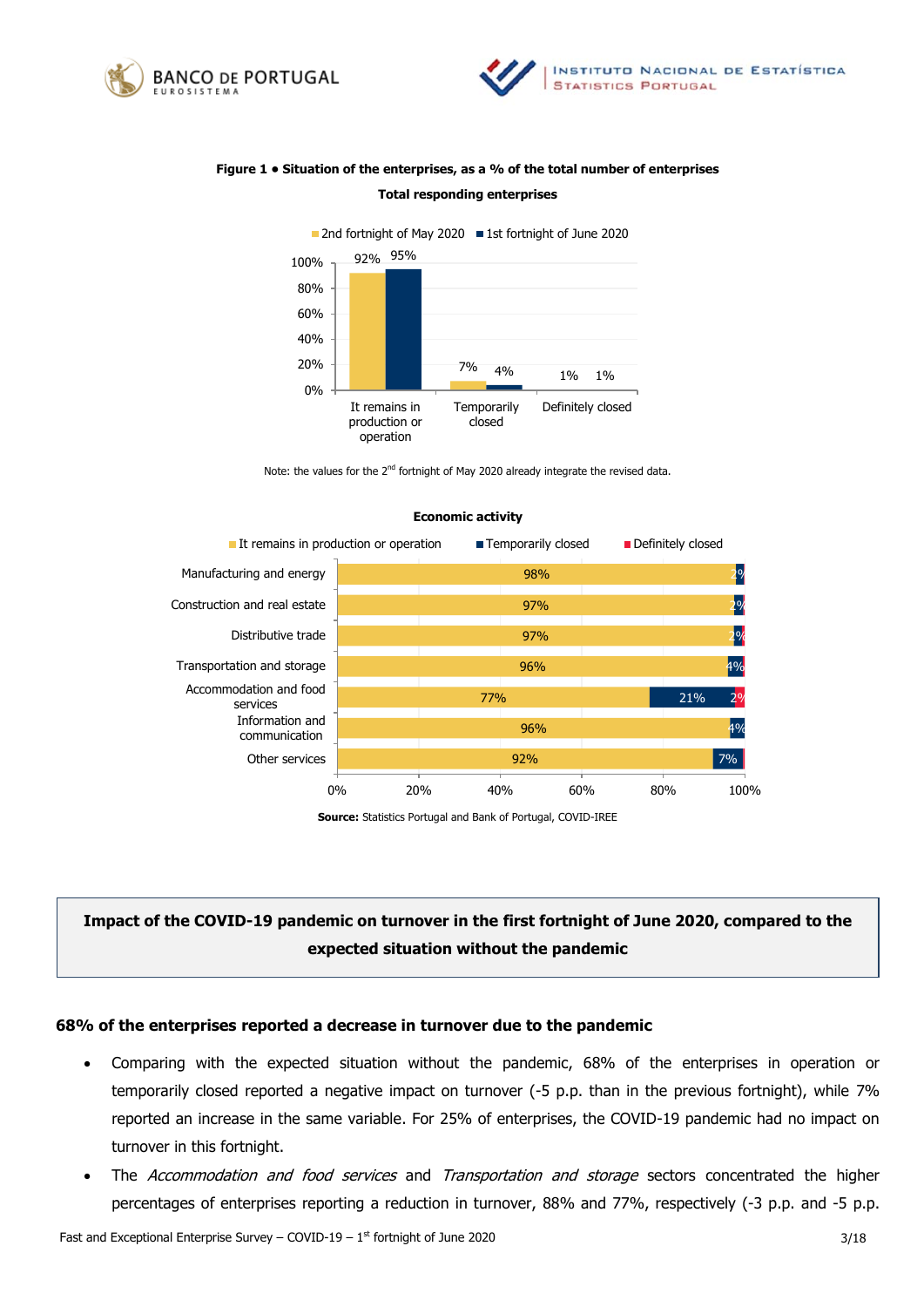**Figure 1 • Situation of the enterprises, as a % of the total number of enterprises**

**Total responding enterprises**

| | 2nd fortnight of May 2020 | 1st fortnight of June 2020 |
|---|---|---|
| It remains in production or operation | 92% | 95% |
| Temporarily closed | 7% | 4% |
| Definitely closed | 1% | 1% |

Note: the values for the 2[nd] fortnight of May 2020 already integrate the revised data.

**Economic activity**

| | It remains in production or operation | Temporarily closed | Definitely closed |
|---|---|---|---|
| Manufacturing and energy | 98% | 2% | |
| Construction and real estate | 97% | 2% | |
| Distributive trade | 97% | 2% | |
| Transportation and storage | 96% | 4% | |
| Accommodation and food services | 77% | 21% | 2% |
| Information and communication | 96% | 4% | |
| Other services | 92% | 7% | |

**Source:** Statistics Portugal and Bank of Portugal, COVID-IREE

## Impact of the COVID-19 pandemic on turnover in the first fortnight of June 2020, compared to the expected situation without the pandemic

### 68% of the enterprises reported a decrease in turnover due to the pandemic

- Comparing with the expected situation without the pandemic, 68% of the enterprises in operation or temporarily closed reported a negative impact on turnover (-5 p.p. than in the previous fortnight), while 7% reported an increase in the same variable. For 25% of enterprises, the COVID-19 pandemic had no impact on turnover in this fortnight.
- The *Accommodation and food services* and *Transportation and storage* sectors concentrated the higher percentages of enterprises reporting a reduction in turnover, 88% and 77%, respectively (-3 p.p. and -5 p.p.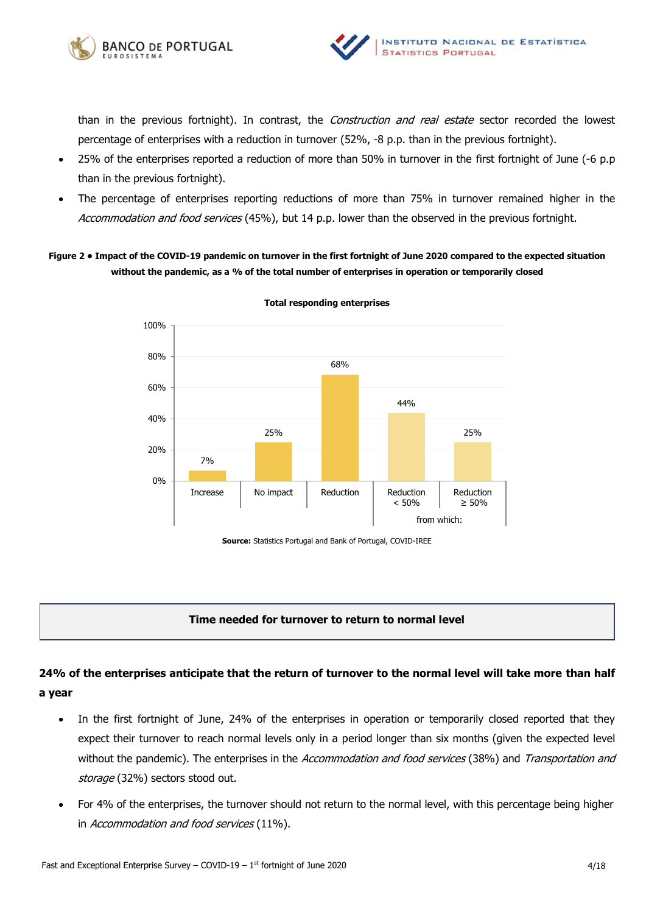than in the previous fortnight). In contrast, the *Construction and real estate* sector recorded the lowest percentage of enterprises with a reduction in turnover (52%, -8 p.p. than in the previous fortnight).

- 25% of the enterprises reported a reduction of more than 50% in turnover in the first fortnight of June (-6 p.p than in the previous fortnight).
- The percentage of enterprises reporting reductions of more than 75% in turnover remained higher in the *Accommodation and food services* (45%), but 14 p.p. lower than the observed in the previous fortnight.

**Figure 2 • Impact of the COVID-19 pandemic on turnover in the first fortnight of June 2020 compared to the expected situation without the pandemic, as a % of the total number of enterprises in operation or temporarily closed**

**Total responding enterprises**

| Increase | No impact | Reduction | from which: Reduction < 50% | from which: Reduction ≥ 50% |
|---|---|---|---|---|
| 7% | 25% | 68% | 44% | 25% |

**Source:** Statistics Portugal and Bank of Portugal, COVID-IREE

## Time needed for turnover to return to normal level

**24% of the enterprises anticipate that the return of turnover to the normal level will take more than half a year**

- In the first fortnight of June, 24% of the enterprises in operation or temporarily closed reported that they expect their turnover to reach normal levels only in a period longer than six months (given the expected level without the pandemic). The enterprises in the *Accommodation and food services* (38%) and *Transportation and storage* (32%) sectors stood out.
- For 4% of the enterprises, the turnover should not return to the normal level, with this percentage being higher in *Accommodation and food services* (11%).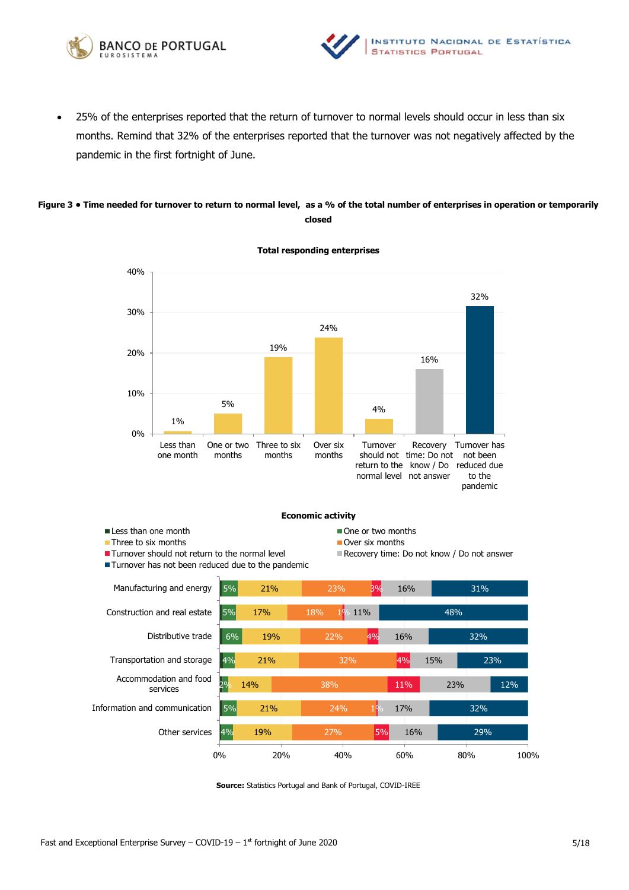- 25% of the enterprises reported that the return of turnover to normal levels should occur in less than six months. Remind that 32% of the enterprises reported that the turnover was not negatively affected by the pandemic in the first fortnight of June.

**Figure 3 • Time needed for turnover to return to normal level, as a % of the total number of enterprises in operation or temporarily closed**

**Total responding enterprises**

| Category | % |
|---|---|
| Less than one month | 1% |
| One or two months | 5% |
| Three to six months | 19% |
| Over six months | 24% |
| Turnover should not return to the normal level | 4% |
| Recovery time: Do not know / Do not answer | 16% |
| Turnover has not been reduced due to the pandemic | 32% |

**Economic activity**

| Economic activity | Less than one month | One or two months | Three to six months | Over six months | Turnover should not return to the normal level | Recovery time: Do not know / Do not answer | Turnover has not been reduced due to the pandemic |
|---|---|---|---|---|---|---|---|
| Manufacturing and energy | | 5% | 21% | 23% | 3% | 16% | 31% |
| Construction and real estate | | 5% | 17% | 18% | 1% | 11% | 48% |
| Distributive trade | | 6% | 19% | 22% | 4% | 16% | 32% |
| Transportation and storage | | 4% | 21% | 32% | 4% | 15% | 23% |
| Accommodation and food services | | 2% | 14% | 38% | 11% | 23% | 12% |
| Information and communication | | 5% | 21% | 24% | 1% | 17% | 32% |
| Other services | | 4% | 19% | 27% | 5% | 16% | 29% |

**Source:** Statistics Portugal and Bank of Portugal, COVID-IREE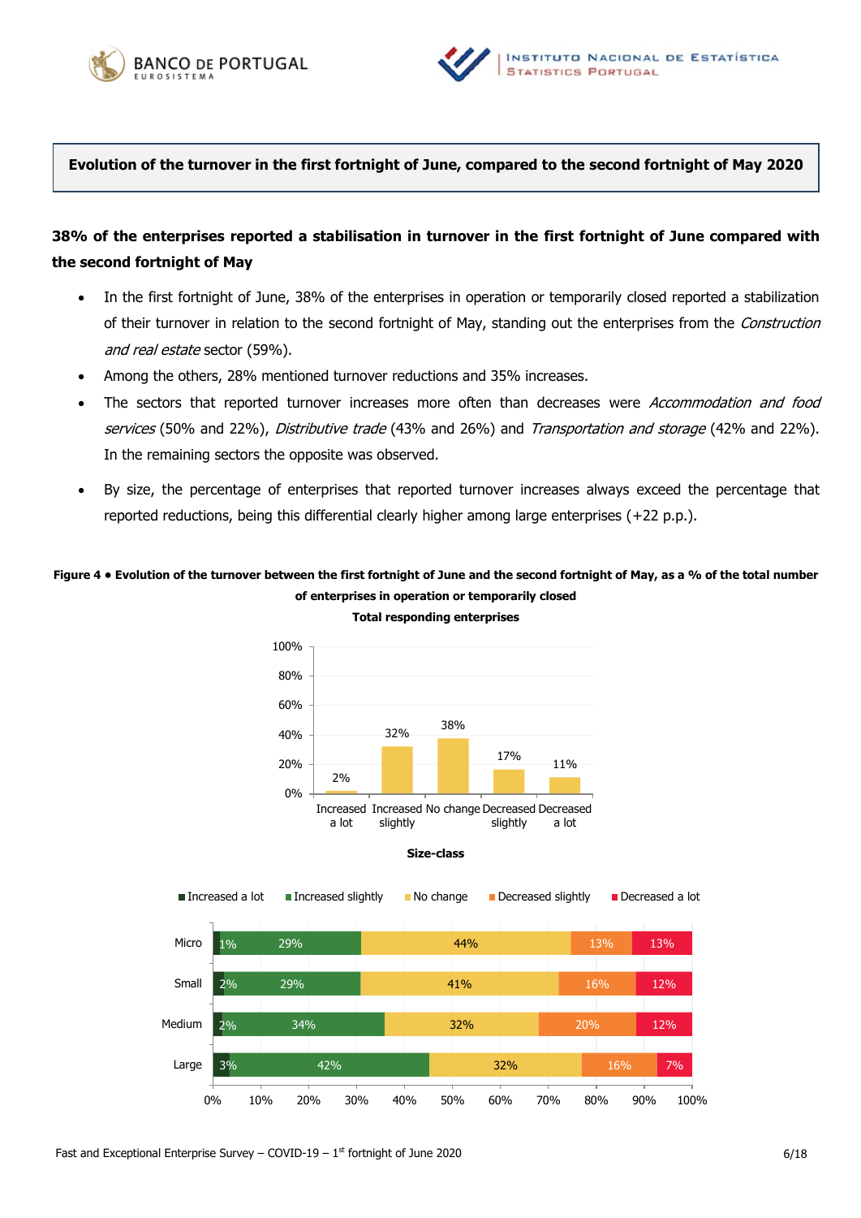## Evolution of the turnover in the first fortnight of June, compared to the second fortnight of May 2020

### 38% of the enterprises reported a stabilisation in turnover in the first fortnight of June compared with the second fortnight of May

- In the first fortnight of June, 38% of the enterprises in operation or temporarily closed reported a stabilization of their turnover in relation to the second fortnight of May, standing out the enterprises from the *Construction and real estate* sector (59%).
- Among the others, 28% mentioned turnover reductions and 35% increases.
- The sectors that reported turnover increases more often than decreases were *Accommodation and food services* (50% and 22%), *Distributive trade* (43% and 26%) and *Transportation and storage* (42% and 22%). In the remaining sectors the opposite was observed.
- By size, the percentage of enterprises that reported turnover increases always exceed the percentage that reported reductions, being this differential clearly higher among large enterprises (+22 p.p.).

**Figure 4 • Evolution of the turnover between the first fortnight of June and the second fortnight of May, as a % of the total number of enterprises in operation or temporarily closed**

**Total responding enterprises**

| Increased a lot | Increased slightly | No change | Decreased slightly | Decreased a lot |
|---|---|---|---|---|
| 2% | 32% | 38% | 17% | 11% |

**Size-class**

| | Increased a lot | Increased slightly | No change | Decreased slightly | Decreased a lot |
|---|---|---|---|---|---|
| Micro | 1% | 29% | 44% | 13% | 13% |
| Small | 2% | 29% | 41% | 16% | 12% |
| Medium | 2% | 34% | 32% | 20% | 12% |
| Large | 3% | 42% | 32% | 16% | 7% |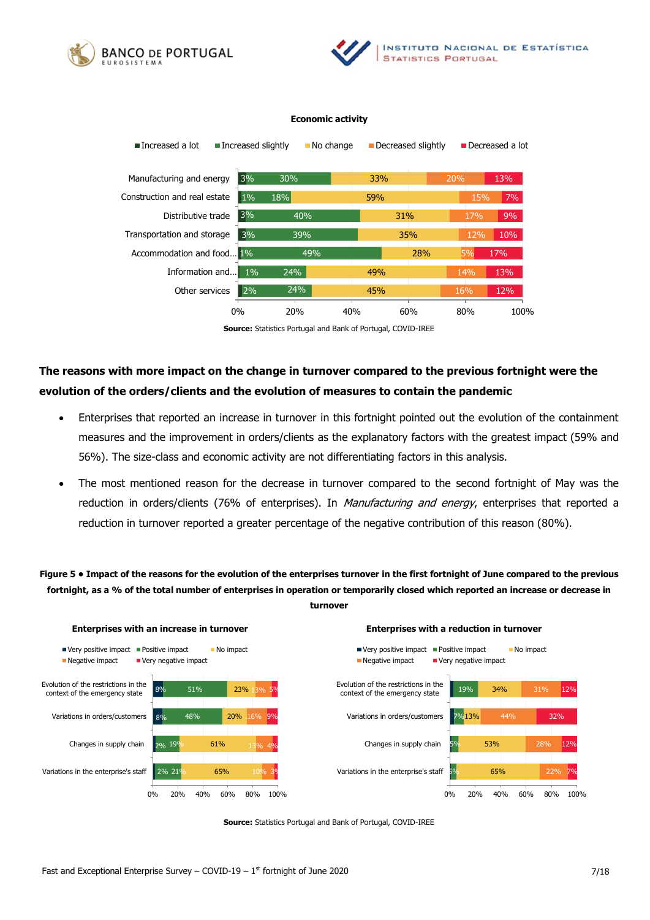**Economic activity**

| | Increased a lot | Increased slightly | No change | Decreased slightly | Decreased a lot |
|---|---|---|---|---|---|
| Manufacturing and energy | 3% | 30% | 33% | 20% | 13% |
| Construction and real estate | 1% | 18% | 59% | 15% | 7% |
| Distributive trade | 3% | 40% | 31% | 17% | 9% |
| Transportation and storage | 3% | 39% | 35% | 12% | 10% |
| Accommodation and food... | 1% | 49% | 28% | 5% | 17% |
| Information and... | 1% | 24% | 49% | 14% | 13% |
| Other services | 2% | 24% | 45% | 16% | 12% |

**Source:** Statistics Portugal and Bank of Portugal, COVID-IREE

**The reasons with more impact on the change in turnover compared to the previous fortnight were the evolution of the orders/clients and the evolution of measures to contain the pandemic**

- Enterprises that reported an increase in turnover in this fortnight pointed out the evolution of the containment measures and the improvement in orders/clients as the explanatory factors with the greatest impact (59% and 56%). The size-class and economic activity are not differentiating factors in this analysis.
- The most mentioned reason for the decrease in turnover compared to the second fortnight of May was the reduction in orders/clients (76% of enterprises). In *Manufacturing and energy*, enterprises that reported a reduction in turnover reported a greater percentage of the negative contribution of this reason (80%).

**Figure 5 • Impact of the reasons for the evolution of the enterprises turnover in the first fortnight of June compared to the previous fortnight, as a % of the total number of enterprises in operation or temporarily closed which reported an increase or decrease in turnover**

**Enterprises with an increase in turnover**

| | Very positive impact | Positive impact | No impact | Negative impact | Very negative impact |
|---|---|---|---|---|---|
| Evolution of the restrictions in the context of the emergency state | 8% | 51% | 23% | 13% | 5% |
| Variations in orders/customers | 8% | 48% | 20% | 16% | 9% |
| Changes in supply chain | 2% | 19% | 61% | 13% | 4% |
| Variations in the enterprise's staff | 2% | 21% | 65% | 10% | 3% |

**Enterprises with a reduction in turnover**

| | Very positive impact | Positive impact | No impact | Negative impact | Very negative impact |
|---|---|---|---|---|---|
| Evolution of the restrictions in the context of the emergency state | | 19% | 34% | 31% | 12% |
| Variations in orders/customers | | 7% | 13% | 44% | 32% |
| Changes in supply chain | | 5% | 53% | 28% | 12% |
| Variations in the enterprise's staff | | 5% | 65% | 22% | 7% |

**Source:** Statistics Portugal and Bank of Portugal, COVID-IREE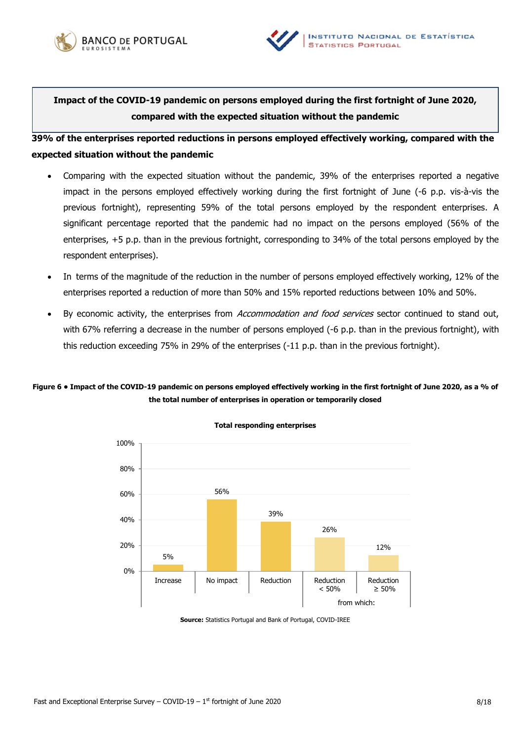**Impact of the COVID-19 pandemic on persons employed during the first fortnight of June 2020, compared with the expected situation without the pandemic**

**39% of the enterprises reported reductions in persons employed effectively working, compared with the expected situation without the pandemic**

- Comparing with the expected situation without the pandemic, 39% of the enterprises reported a negative impact in the persons employed effectively working during the first fortnight of June (-6 p.p. vis-à-vis the previous fortnight), representing 59% of the total persons employed by the respondent enterprises. A significant percentage reported that the pandemic had no impact on the persons employed (56% of the enterprises, +5 p.p. than in the previous fortnight, corresponding to 34% of the total persons employed by the respondent enterprises).
- In terms of the magnitude of the reduction in the number of persons employed effectively working, 12% of the enterprises reported a reduction of more than 50% and 15% reported reductions between 10% and 50%.
- By economic activity, the enterprises from *Accommodation and food services* sector continued to stand out, with 67% referring a decrease in the number of persons employed (-6 p.p. than in the previous fortnight), with this reduction exceeding 75% in 29% of the enterprises (-11 p.p. than in the previous fortnight).

**Figure 6 • Impact of the COVID-19 pandemic on persons employed effectively working in the first fortnight of June 2020, as a % of the total number of enterprises in operation or temporarily closed**

**Total responding enterprises**

| Increase | No impact | Reduction | from which: Reduction < 50% | from which: Reduction ≥ 50% |
|---|---|---|---|---|
| 5% | 56% | 39% | 26% | 12% |

**Source:** Statistics Portugal and Bank of Portugal, COVID-IREE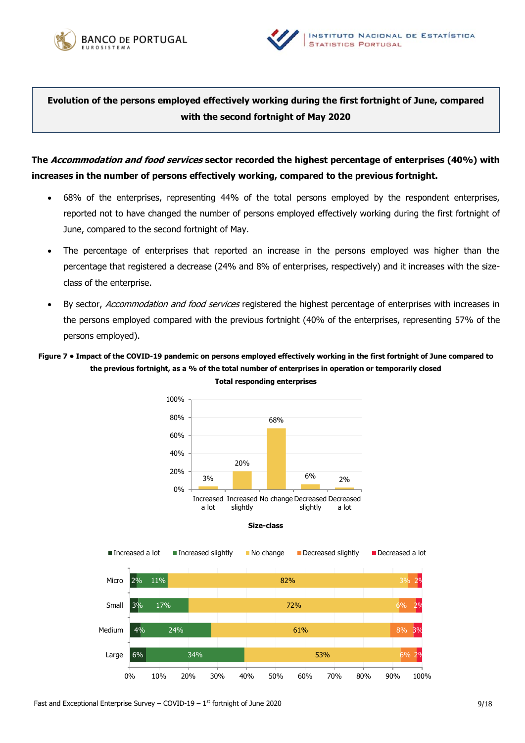## Evolution of the persons employed effectively working during the first fortnight of June, compared with the second fortnight of May 2020

**The *Accommodation and food services* sector recorded the highest percentage of enterprises (40%) with increases in the number of persons effectively working, compared to the previous fortnight.**

- 68% of the enterprises, representing 44% of the total persons employed by the respondent enterprises, reported not to have changed the number of persons employed effectively working during the first fortnight of June, compared to the second fortnight of May.
- The percentage of enterprises that reported an increase in the persons employed was higher than the percentage that registered a decrease (24% and 8% of enterprises, respectively) and it increases with the size-class of the enterprise.
- By sector, *Accommodation and food services* registered the highest percentage of enterprises with increases in the persons employed compared with the previous fortnight (40% of the enterprises, representing 57% of the persons employed).

**Figure 7 • Impact of the COVID-19 pandemic on persons employed effectively working in the first fortnight of June compared to the previous fortnight, as a % of the total number of enterprises in operation or temporarily closed**

**Total responding enterprises**

| Increased a lot | Increased slightly | No change | Decreased slightly | Decreased a lot |
|---|---|---|---|---|
| 3% | 20% | 68% | 6% | 2% |

**Size-class**

| | Increased a lot | Increased slightly | No change | Decreased slightly | Decreased a lot |
|---|---|---|---|---|---|
| Micro | 2% | 11% | 82% | 3% | 2% |
| Small | 3% | 17% | 72% | 6% | 2% |
| Medium | 4% | 24% | 61% | 8% | 3% |
| Large | 6% | 34% | 53% | 6% | 2% |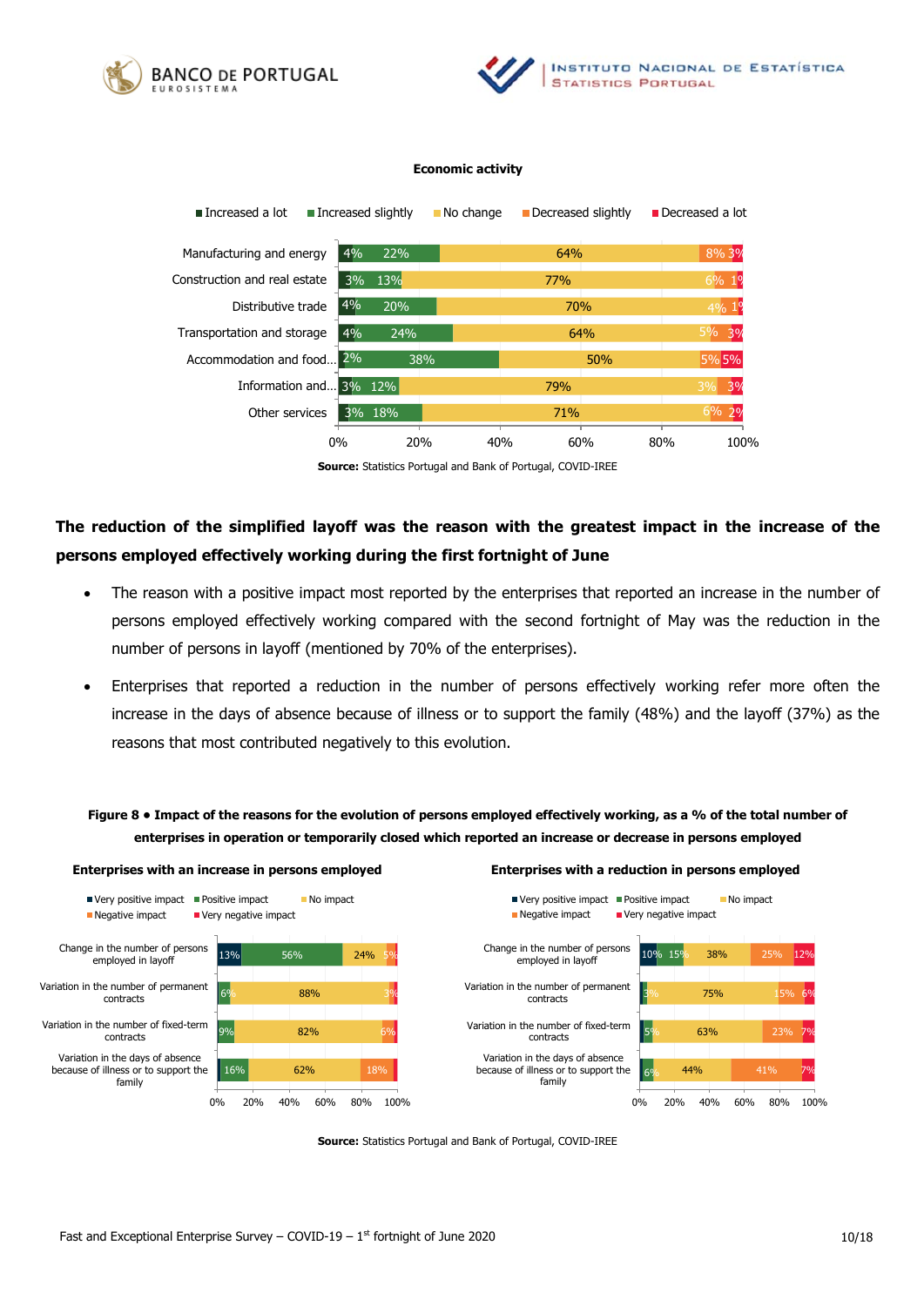**Economic activity**

| | Increased a lot | Increased slightly | No change | Decreased slightly | Decreased a lot |
|---|---|---|---|---|---|
| Manufacturing and energy | 4% | 22% | 64% | 8% | 3% |
| Construction and real estate | 3% | 13% | 77% | 6% | 1% |
| Distributive trade | 4% | 20% | 70% | 4% | 1% |
| Transportation and storage | 4% | 24% | 64% | 5% | 3% |
| Accommodation and food... | 2% | 38% | 50% | 5% | 5% |
| Information and... | 3% | 12% | 79% | 3% | 3% |
| Other services | 3% | 18% | 71% | 6% | 2% |

**Source:** Statistics Portugal and Bank of Portugal, COVID-IREE

**The reduction of the simplified layoff was the reason with the greatest impact in the increase of the persons employed effectively working during the first fortnight of June**

- The reason with a positive impact most reported by the enterprises that reported an increase in the number of persons employed effectively working compared with the second fortnight of May was the reduction in the number of persons in layoff (mentioned by 70% of the enterprises).
- Enterprises that reported a reduction in the number of persons effectively working refer more often the increase in the days of absence because of illness or to support the family (48%) and the layoff (37%) as the reasons that most contributed negatively to this evolution.

**Figure 8 • Impact of the reasons for the evolution of persons employed effectively working, as a % of the total number of enterprises in operation or temporarily closed which reported an increase or decrease in persons employed**

**Enterprises with an increase in persons employed**

| | Very positive impact | Positive impact | No impact | Negative impact | Very negative impact |
|---|---|---|---|---|---|
| Change in the number of persons employed in layoff | 13% | 56% | 24% | 5% | |
| Variation in the number of permanent contracts | | 6% | 88% | 3% | |
| Variation in the number of fixed-term contracts | | 9% | 82% | 6% | |
| Variation in the days of absence because of illness or to support the family | | 16% | 62% | 18% | |

**Enterprises with a reduction in persons employed**

| | Very positive impact | Positive impact | No impact | Negative impact | Very negative impact |
|---|---|---|---|---|---|
| Change in the number of persons employed in layoff | 10% | 15% | 38% | 25% | 12% |
| Variation in the number of permanent contracts | | 3% | 75% | 15% | 6% |
| Variation in the number of fixed-term contracts | | 5% | 63% | 23% | 7% |
| Variation in the days of absence because of illness or to support the family | | 6% | 44% | 41% | 7% |

**Source:** Statistics Portugal and Bank of Portugal, COVID-IREE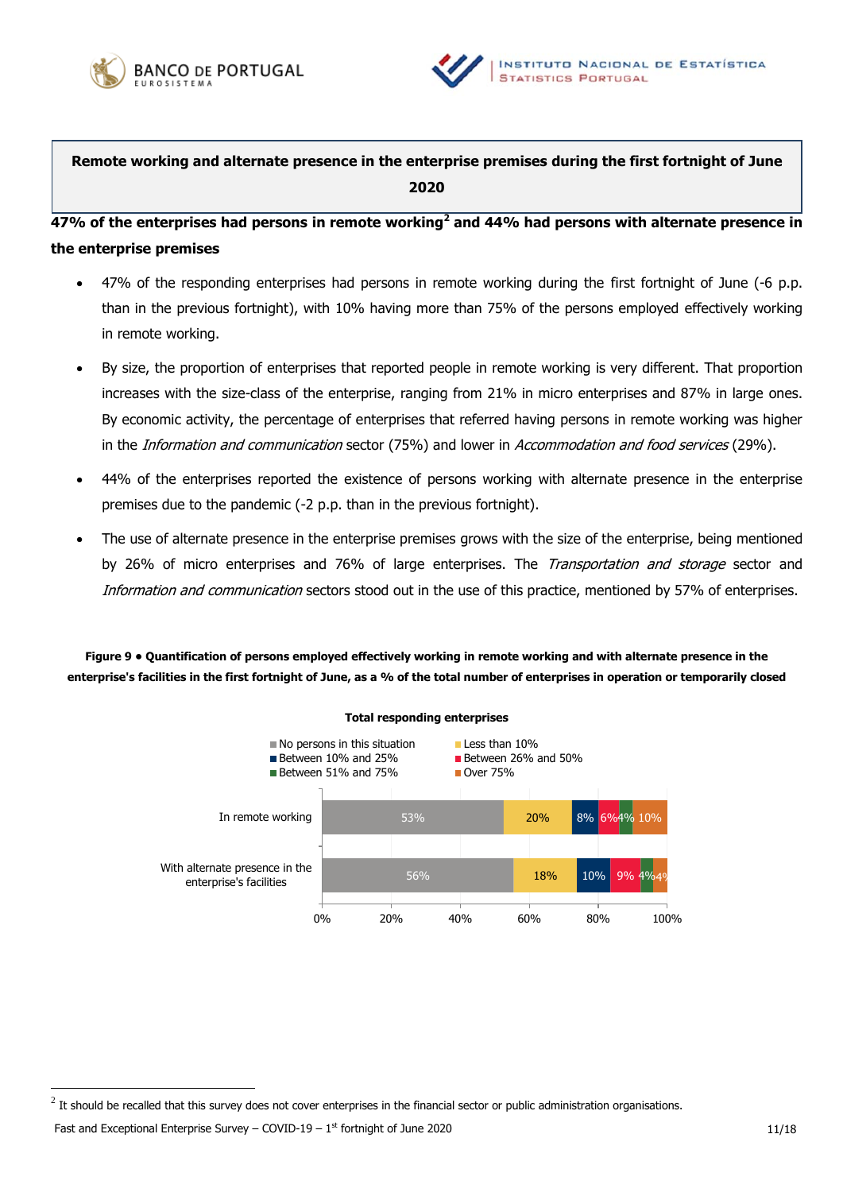## Remote working and alternate presence in the enterprise premises during the first fortnight of June 2020

**47% of the enterprises had persons in remote working[2] and 44% had persons with alternate presence in the enterprise premises**

- 47% of the responding enterprises had persons in remote working during the first fortnight of June (-6 p.p. than in the previous fortnight), with 10% having more than 75% of the persons employed effectively working in remote working.
- By size, the proportion of enterprises that reported people in remote working is very different. That proportion increases with the size-class of the enterprise, ranging from 21% in micro enterprises and 87% in large ones. By economic activity, the percentage of enterprises that referred having persons in remote working was higher in the *Information and communication* sector (75%) and lower in *Accommodation and food services* (29%).
- 44% of the enterprises reported the existence of persons working with alternate presence in the enterprise premises due to the pandemic (-2 p.p. than in the previous fortnight).
- The use of alternate presence in the enterprise premises grows with the size of the enterprise, being mentioned by 26% of micro enterprises and 76% of large enterprises. The *Transportation and storage* sector and *Information and communication* sectors stood out in the use of this practice, mentioned by 57% of enterprises.

**Figure 9 • Quantification of persons employed effectively working in remote working and with alternate presence in the enterprise's facilities in the first fortnight of June, as a % of the total number of enterprises in operation or temporarily closed**

**Total responding enterprises**

| | No persons in this situation | Less than 10% | Between 10% and 25% | Between 26% and 50% | Between 51% and 75% | Over 75% |
|---|---|---|---|---|---|---|
| In remote working | 53% | 20% | 8% | 6% | 4% | 10% |
| With alternate presence in the enterprise's facilities | 56% | 18% | 10% | 9% | 4% | 4% |

[2] It should be recalled that this survey does not cover enterprises in the financial sector or public administration organisations.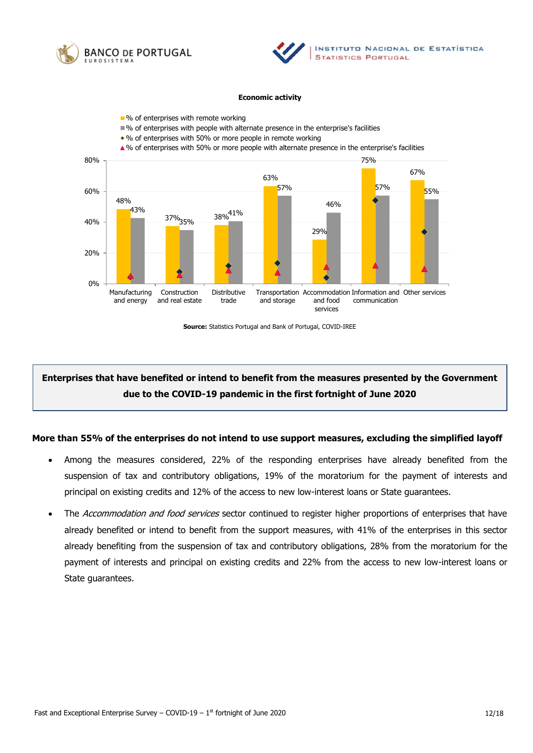**Economic activity**

| | Manufacturing and energy | Construction and real estate | Distributive trade | Transportation and storage | Accommodation and food services | Information and communication | Other services |
|---|---|---|---|---|---|---|---|
| % of enterprises with remote working | 48% | 37% | 38% | 63% | 29% | 75% | 67% |
| % of enterprises with people with alternate presence in the enterprise's facilities | 43% | 35% | 41% | 57% | 46% | 57% | 55% |

Legend also includes: % of enterprises with 50% or more people in remote working; % of enterprises with 50% or more people with alternate presence in the enterprise's facilities.

**Source:** Statistics Portugal and Bank of Portugal, COVID-IREE

## Enterprises that have benefited or intend to benefit from the measures presented by the Government due to the COVID-19 pandemic in the first fortnight of June 2020

**More than 55% of the enterprises do not intend to use support measures, excluding the simplified layoff**

- Among the measures considered, 22% of the responding enterprises have already benefited from the suspension of tax and contributory obligations, 19% of the moratorium for the payment of interests and principal on existing credits and 12% of the access to new low-interest loans or State guarantees.
- The *Accommodation and food services* sector continued to register higher proportions of enterprises that have already benefited or intend to benefit from the support measures, with 41% of the enterprises in this sector already benefiting from the suspension of tax and contributory obligations, 28% from the moratorium for the payment of interests and principal on existing credits and 22% from the access to new low-interest loans or State guarantees.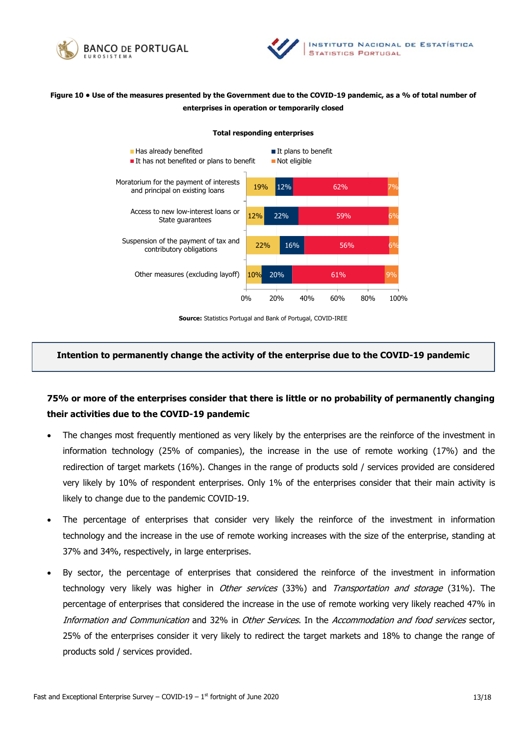**Figure 10 • Use of the measures presented by the Government due to the COVID-19 pandemic, as a % of total number of enterprises in operation or temporarily closed**

**Total responding enterprises**

| | Has already benefited | It plans to benefit | It has not benefited or plans to benefit | Not eligible |
|---|---|---|---|---|
| Moratorium for the payment of interests and principal on existing loans | 19% | 12% | 62% | 7% |
| Access to new low-interest loans or State guarantees | 12% | 22% | 59% | 6% |
| Suspension of the payment of tax and contributory obligations | 22% | 16% | 56% | 6% |
| Other measures (excluding layoff) | 10% | 20% | 61% | 9% |

**Source:** Statistics Portugal and Bank of Portugal, COVID-IREE

## Intention to permanently change the activity of the enterprise due to the COVID-19 pandemic

### 75% or more of the enterprises consider that there is little or no probability of permanently changing their activities due to the COVID-19 pandemic

- The changes most frequently mentioned as very likely by the enterprises are the reinforce of the investment in information technology (25% of companies), the increase in the use of remote working (17%) and the redirection of target markets (16%). Changes in the range of products sold / services provided are considered very likely by 10% of respondent enterprises. Only 1% of the enterprises consider that their main activity is likely to change due to the pandemic COVID-19.
- The percentage of enterprises that consider very likely the reinforce of the investment in information technology and the increase in the use of remote working increases with the size of the enterprise, standing at 37% and 34%, respectively, in large enterprises.
- By sector, the percentage of enterprises that considered the reinforce of the investment in information technology very likely was higher in *Other services* (33%) and *Transportation and storage* (31%). The percentage of enterprises that considered the increase in the use of remote working very likely reached 47% in *Information and Communication* and 32% in *Other Services*. In the *Accommodation and food services* sector, 25% of the enterprises consider it very likely to redirect the target markets and 18% to change the range of products sold / services provided.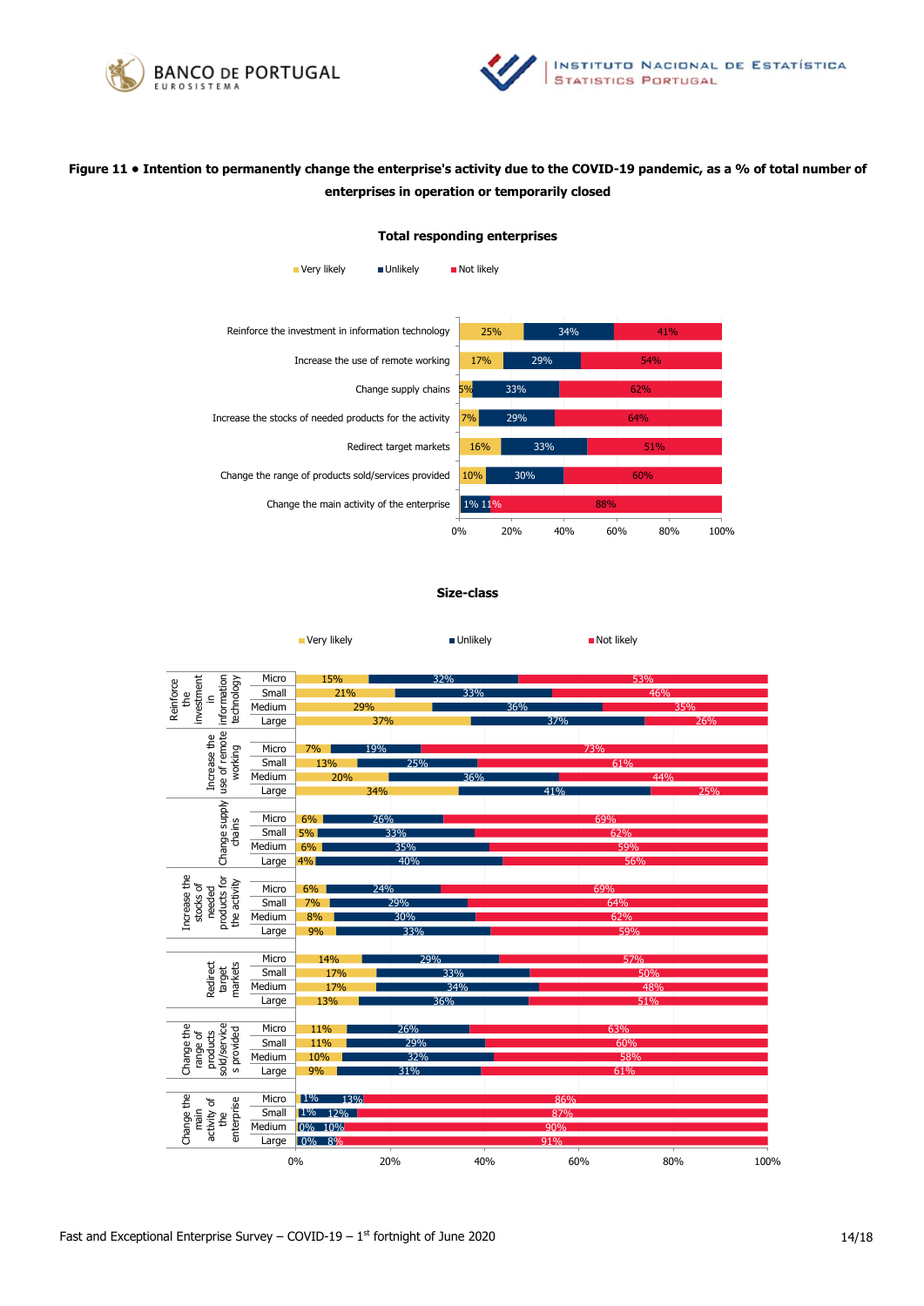**Figure 11 • Intention to permanently change the enterprise's activity due to the COVID-19 pandemic, as a % of total number of enterprises in operation or temporarily closed**

**Total responding enterprises**

| | Very likely | Unlikely | Not likely |
|---|---|---|---|
| Reinforce the investment in information technology | 25% | 34% | 41% |
| Increase the use of remote working | 17% | 29% | 54% |
| Change supply chains | 5% | 33% | 62% |
| Increase the stocks of needed products for the activity | 7% | 29% | 64% |
| Redirect target markets | 16% | 33% | 51% |
| Change the range of products sold/services provided | 10% | 30% | 60% |
| Change the main activity of the enterprise | 1% | 11% | 88% |

**Size-class**

| | | Very likely | Unlikely | Not likely |
|---|---|---|---|---|
| Reinforce the investment in information technology | Micro | 15% | 32% | 53% |
| | Small | 21% | 33% | 46% |
| | Medium | 29% | 36% | 35% |
| | Large | 37% | 37% | 26% |
| Increase the use of remote working | Micro | 7% | 19% | 73% |
| | Small | 13% | 25% | 61% |
| | Medium | 20% | 36% | 44% |
| | Large | 34% | 41% | 25% |
| Change supply chains | Micro | 6% | 26% | 69% |
| | Small | 5% | 33% | 62% |
| | Medium | 6% | 35% | 59% |
| | Large | 4% | 40% | 56% |
| Increase the stocks of needed products for the activity | Micro | 6% | 24% | 69% |
| | Small | 7% | 29% | 64% |
| | Medium | 8% | 30% | 62% |
| | Large | 9% | 33% | 59% |
| Redirect target markets | Micro | 14% | 29% | 57% |
| | Small | 17% | 33% | 50% |
| | Medium | 17% | 34% | 48% |
| | Large | 13% | 36% | 51% |
| Change the range of products sold/services provided | Micro | 11% | 26% | 63% |
| | Small | 11% | 29% | 60% |
| | Medium | 10% | 32% | 58% |
| | Large | 9% | 31% | 61% |
| Change the main activity of the enterprise | Micro | 1% | 13% | 86% |
| | Small | 1% | 12% | 87% |
| | Medium | 0% | 10% | 90% |
| | Large | 0% | 8% | 91% |

Fast and Exceptional Enterprise Survey – COVID-19 – 1st fortnight of June 2020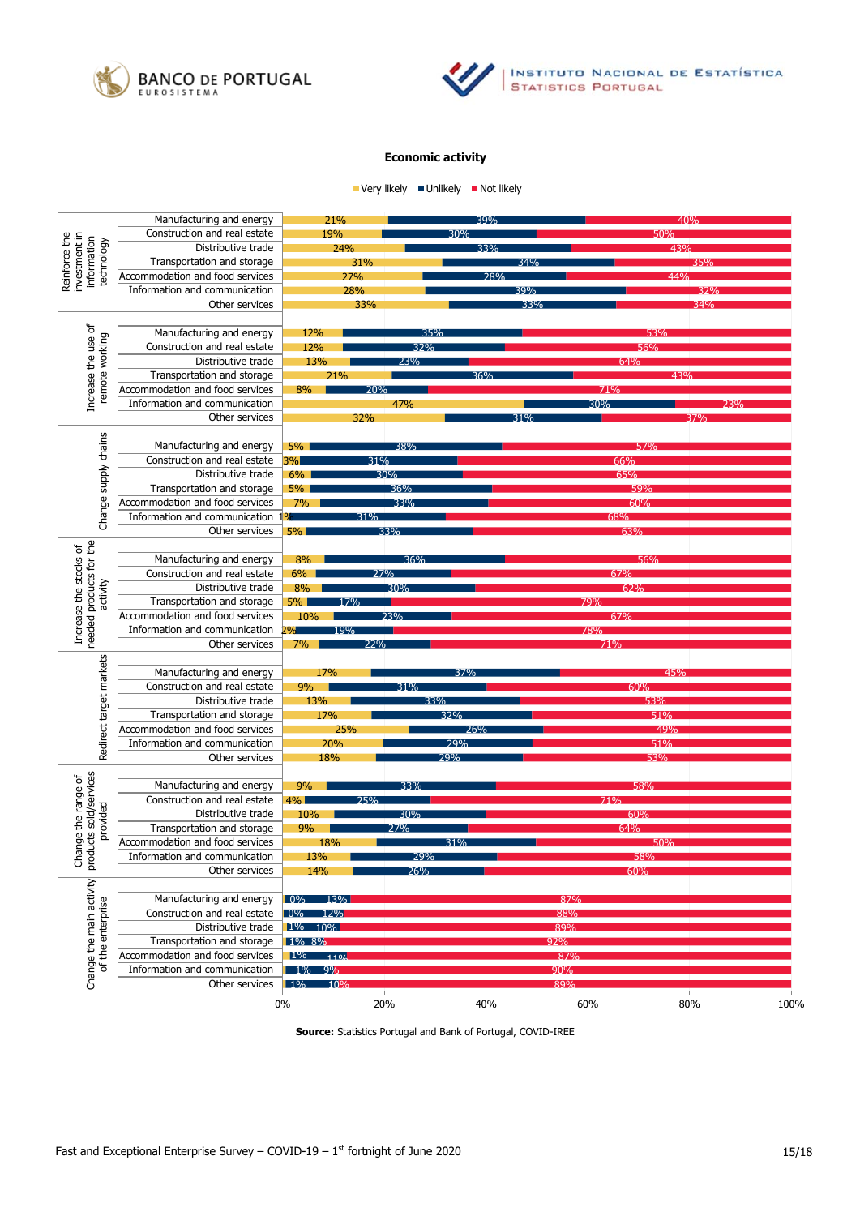**Economic activity**

Legend: Very likely | Unlikely | Not likely

| Measure | Economic activity | Very likely | Unlikely | Not likely |
|---|---|---|---|---|
| Reinforce the investment in information technology | Manufacturing and energy | 21% | 39% | 40% |
| | Construction and real estate | 19% | 30% | 50% |
| | Distributive trade | 24% | 33% | 43% |
| | Transportation and storage | 31% | 34% | 35% |
| | Accommodation and food services | 27% | 28% | 44% |
| | Information and communication | 28% | 39% | 32% |
| | Other services | 33% | 33% | 34% |
| Increase the use of remote working | Manufacturing and energy | 12% | 35% | 53% |
| | Construction and real estate | 12% | 32% | 56% |
| | Distributive trade | 13% | 23% | 64% |
| | Transportation and storage | 21% | 36% | 43% |
| | Accommodation and food services | 8% | 20% | 71% |
| | Information and communication | 47% | 30% | 23% |
| | Other services | 32% | 31% | 37% |
| Change supply chains | Manufacturing and energy | 5% | 38% | 57% |
| | Construction and real estate | 3% | 31% | 66% |
| | Distributive trade | 6% | 30% | 65% |
| | Transportation and storage | 5% | 36% | 59% |
| | Accommodation and food services | 7% | 33% | 60% |
| | Information and communication | 1% | 31% | 68% |
| | Other services | 5% | 33% | 63% |
| Increase the stocks of the needed products for the activity | Manufacturing and energy | 8% | 36% | 56% |
| | Construction and real estate | 6% | 27% | 67% |
| | Distributive trade | 8% | 30% | 62% |
| | Transportation and storage | 5% | 17% | 79% |
| | Accommodation and food services | 10% | 23% | 67% |
| | Information and communication | 2% | 19% | 78% |
| | Other services | 7% | 22% | 71% |
| Redirect target markets | Manufacturing and energy | 17% | 37% | 45% |
| | Construction and real estate | 9% | 31% | 60% |
| | Distributive trade | 13% | 33% | 53% |
| | Transportation and storage | 17% | 32% | 51% |
| | Accommodation and food services | 25% | 26% | 49% |
| | Information and communication | 20% | 29% | 51% |
| | Other services | 18% | 29% | 53% |
| Change the range of products sold/services provided | Manufacturing and energy | 9% | 33% | 58% |
| | Construction and real estate | 4% | 25% | 71% |
| | Distributive trade | 10% | 30% | 60% |
| | Transportation and storage | 9% | 27% | 64% |
| | Accommodation and food services | 18% | 31% | 50% |
| | Information and communication | 13% | 29% | 58% |
| | Other services | 14% | 26% | 60% |
| Change the main activity of the enterprise | Manufacturing and energy | 0% | 13% | 87% |
| | Construction and real estate | 0% | 12% | 88% |
| | Distributive trade | 1% | 10% | 89% |
| | Transportation and storage | 1% | 8% | 92% |
| | Accommodation and food services | 1% | 11% | 87% |
| | Information and communication | 1% | 9% | 90% |
| | Other services | 1% | 10% | 89% |

**Source:** Statistics Portugal and Bank of Portugal, COVID-IREE

Fast and Exceptional Enterprise Survey – COVID-19 – 1st fortnight of June 2020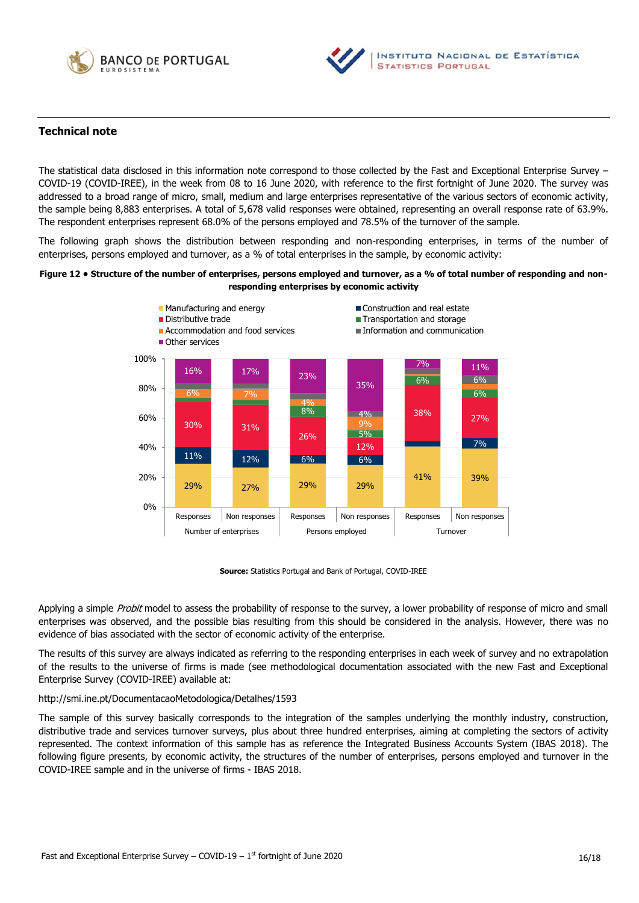## Technical note

The statistical data disclosed in this information note correspond to those collected by the Fast and Exceptional Enterprise Survey – COVID-19 (COVID-IREE), in the week from 08 to 16 June 2020, with reference to the first fortnight of June 2020. The survey was addressed to a broad range of micro, small, medium and large enterprises representative of the various sectors of economic activity, the sample being 8,883 enterprises. A total of 5,678 valid responses were obtained, representing an overall response rate of 63.9%. The respondent enterprises represent 68.0% of the persons employed and 78.5% of the turnover of the sample.

The following graph shows the distribution between responding and non-responding enterprises, in terms of the number of enterprises, persons employed and turnover, as a % of total enterprises in the sample, by economic activity:

**Figure 12 • Structure of the number of enterprises, persons employed and turnover, as a % of total number of responding and non-responding enterprises by economic activity**

| | Number of enterprises – Responses | Number of enterprises – Non responses | Persons employed – Responses | Persons employed – Non responses | Turnover – Responses | Turnover – Non responses |
|---|---|---|---|---|---|---|
| Manufacturing and energy | 29% | 27% | 29% | 29% | 41% | 39% |
| Construction and real estate | 11% | 12% | 6% | 6% | | 7% |
| Distributive trade | 30% | 31% | 26% | 12% | 38% | 27% |
| Transportation and storage | | | 8% | 5% | 6% | 6% |
| Accommodation and food services | 6% | 7% | 4% | 9% | | |
| Information and communication | | | | 4% | | 6% |
| Other services | 16% | 17% | 23% | 35% | 7% | 11% |

**Source:** Statistics Portugal and Bank of Portugal, COVID-IREE

Applying a simple *Probit* model to assess the probability of response to the survey, a lower probability of response of micro and small enterprises was observed, and the possible bias resulting from this should be considered in the analysis. However, there was no evidence of bias associated with the sector of economic activity of the enterprise.

The results of this survey are always indicated as referring to the responding enterprises in each week of survey and no extrapolation of the results to the universe of firms is made (see methodological documentation associated with the new Fast and Exceptional Enterprise Survey (COVID-IREE) available at:

http://smi.ine.pt/DocumentacaoMetodologica/Detalhes/1593

The sample of this survey basically corresponds to the integration of the samples underlying the monthly industry, construction, distributive trade and services turnover surveys, plus about three hundred enterprises, aiming at completing the sectors of activity represented. The context information of this sample has as reference the Integrated Business Accounts System (IBAS 2018). The following figure presents, by economic activity, the structures of the number of enterprises, persons employed and turnover in the COVID-IREE sample and in the universe of firms - IBAS 2018.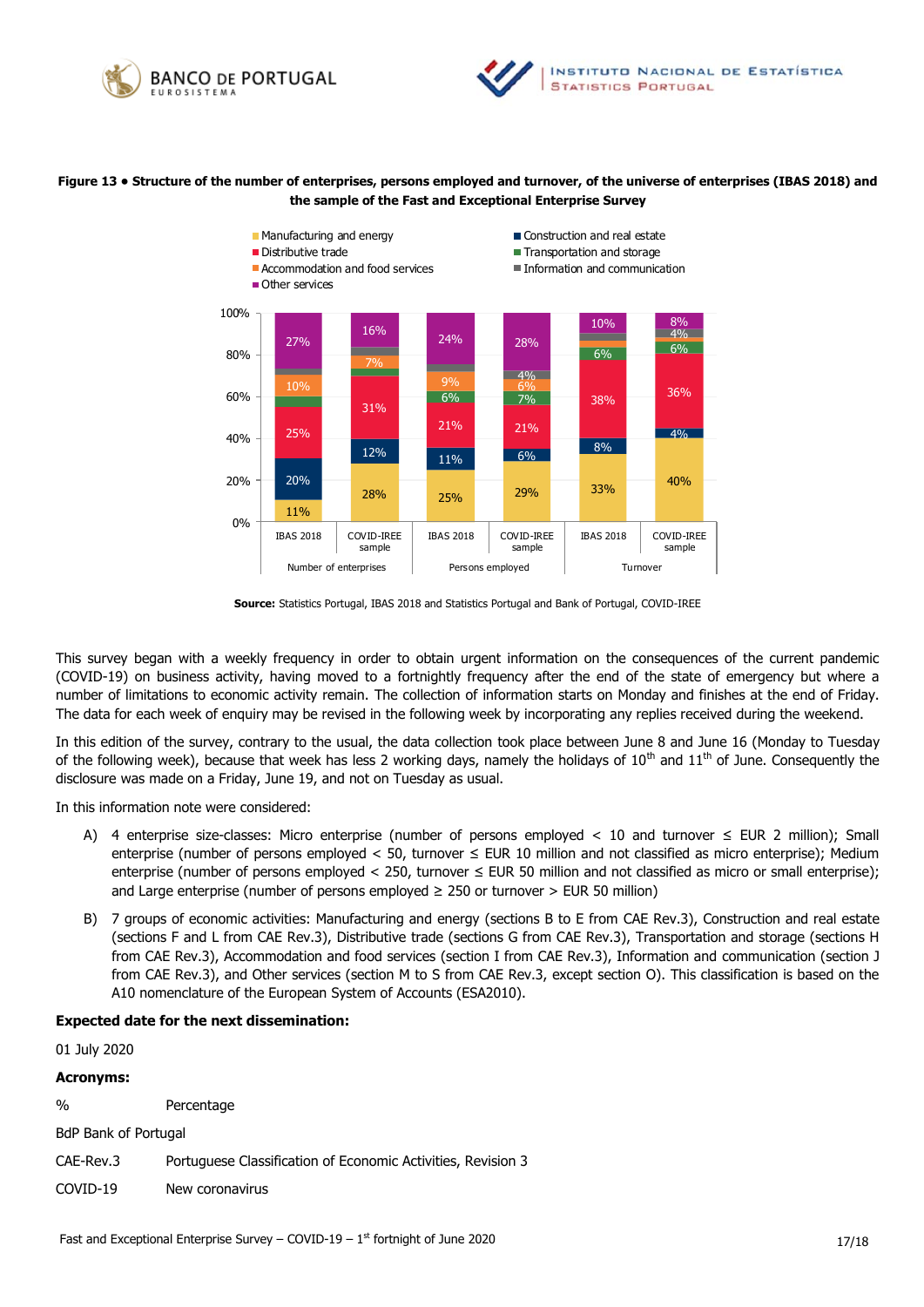**Figure 13 • Structure of the number of enterprises, persons employed and turnover, of the universe of enterprises (IBAS 2018) and the sample of the Fast and Exceptional Enterprise Survey**

| | Number of enterprises – IBAS 2018 | Number of enterprises – COVID-IREE sample | Persons employed – IBAS 2018 | Persons employed – COVID-IREE sample | Turnover – IBAS 2018 | Turnover – COVID-IREE sample |
|---|---|---|---|---|---|---|
| Manufacturing and energy | 11% | 28% | 25% | 29% | 33% | 40% |
| Construction and real estate | 20% | 12% | 11% | 6% | 8% | 4% |
| Distributive trade | 25% | 31% | 21% | 21% | 38% | 36% |
| Transportation and storage | | | 6% | 7% | 6% | 6% |
| Accommodation and food services | 10% | 7% | 9% | 6% | | |
| Information and communication | | | | 4% | | 4% |
| Other services | 27% | 16% | 24% | 28% | 10% | 8% |

**Source:** Statistics Portugal, IBAS 2018 and Statistics Portugal and Bank of Portugal, COVID-IREE

This survey began with a weekly frequency in order to obtain urgent information on the consequences of the current pandemic (COVID-19) on business activity, having moved to a fortnightly frequency after the end of the state of emergency but where a number of limitations to economic activity remain. The collection of information starts on Monday and finishes at the end of Friday. The data for each week of enquiry may be revised in the following week by incorporating any replies received during the weekend.

In this edition of the survey, contrary to the usual, the data collection took place between June 8 and June 16 (Monday to Tuesday of the following week), because that week has less 2 working days, namely the holidays of 10th and 11th of June. Consequently the disclosure was made on a Friday, June 19, and not on Tuesday as usual.

In this information note were considered:

A) 4 enterprise size-classes: Micro enterprise (number of persons employed < 10 and turnover ≤ EUR 2 million); Small enterprise (number of persons employed < 50, turnover ≤ EUR 10 million and not classified as micro enterprise); Medium enterprise (number of persons employed < 250, turnover ≤ EUR 50 million and not classified as micro or small enterprise); and Large enterprise (number of persons employed ≥ 250 or turnover > EUR 50 million)

B) 7 groups of economic activities: Manufacturing and energy (sections B to E from CAE Rev.3), Construction and real estate (sections F and L from CAE Rev.3), Distributive trade (sections G from CAE Rev.3), Transportation and storage (sections H from CAE Rev.3), Accommodation and food services (section I from CAE Rev.3), Information and communication (section J from CAE Rev.3), and Other services (section M to S from CAE Rev.3, except section O). This classification is based on the A10 nomenclature of the European System of Accounts (ESA2010).

**Expected date for the next dissemination:**

01 July 2020

**Acronyms:**

| | |
|---|---|
| % | Percentage |
| BdP | Bank of Portugal |
| CAE-Rev.3 | Portuguese Classification of Economic Activities, Revision 3 |
| COVID-19 | New coronavirus |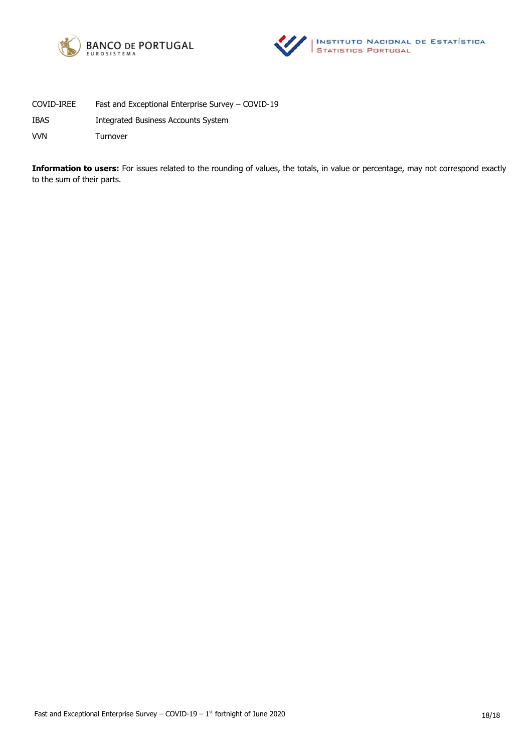| | |
|---|---|
| COVID-IREE | Fast and Exceptional Enterprise Survey – COVID-19 |
| IBAS | Integrated Business Accounts System |
| VVN | Turnover |

**Information to users:** For issues related to the rounding of values, the totals, in value or percentage, may not correspond exactly to the sum of their parts.